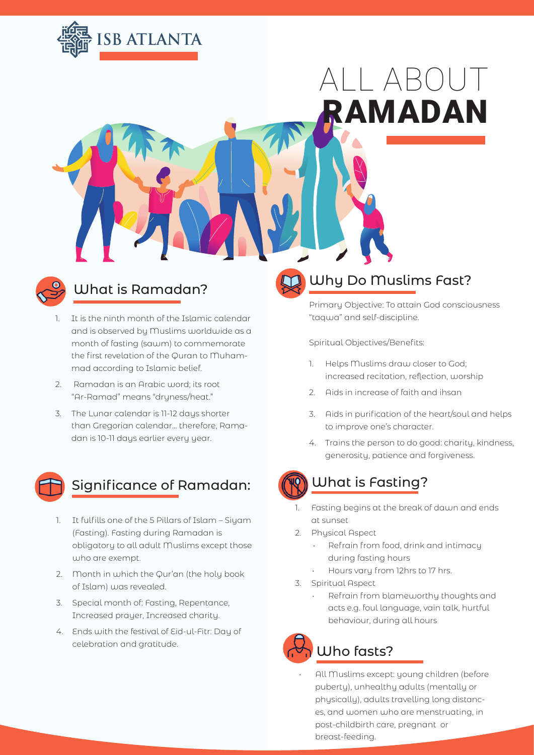ISB ATLANTA

# ALL ABOUT **RAMADAN**

## What is Ramadan?

1. It is the ninth month of the Islamic calendar and is observed by Muslims worldwide as a month of fasting (sawm) to commemorate the first revelation of the Quran to Muhammad according to Islamic belief.
2. Ramadan is an Arabic word; its root "Ar-Ramad" means "dryness/heat."
3. The Lunar calendar is 11-12 days shorter than Gregorian calendar… therefore, Ramadan is 10-11 days earlier every year.

## Significance of Ramadan:

1. It fulfills one of the 5 Pillars of Islam – Siyam (Fasting). Fasting during Ramadan is obligatory to all adult Muslims except those who are exempt.
2. Month in which the Qur'an (the holy book of Islam) was revealed.
3. Special month of: Fasting, Repentance, Increased prayer, Increased charity.
4. Ends with the festival of Eid-ul-Fitr: Day of celebration and gratitude.

## Why Do Muslims Fast?

Primary Objective: To attain God consciousness "taqwa" and self-discipline.

Spiritual Objectives/Benefits:

1. Helps Muslims draw closer to God; increased recitation, reflection, worship
2. Aids in increase of faith and ihsan
3. Aids in purification of the heart/soul and helps to improve one's character.
4. Trains the person to do good: charity, kindness, generosity, patience and forgiveness.

## What is Fasting?

1. Fasting begins at the break of dawn and ends at sunset
2. Physical Aspect
   - Refrain from food, drink and intimacy during fasting hours
   - Hours vary from 12hrs to 17 hrs.
3. Spiritual Aspect
   - Refrain from blameworthy thoughts and acts e.g. foul language, vain talk, hurtful behaviour, during all hours

## Who fasts?

- All Muslims except: young children (before puberty), unhealthy adults (mentally or physically), adults travelling long distances, and women who are menstruating, in post-childbirth care, pregnant or breast-feeding.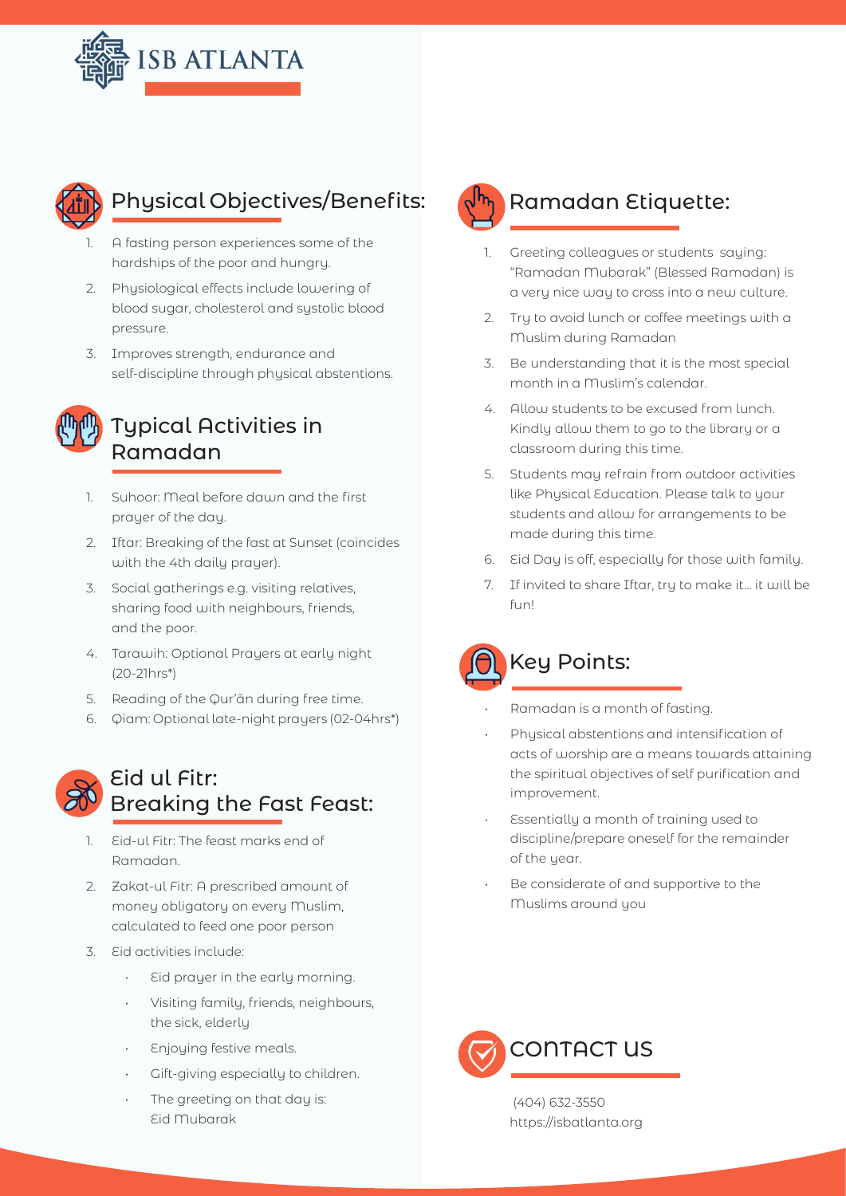# ISB ATLANTA

## Physical Objectives/Benefits:

1. A fasting person experiences some of the hardships of the poor and hungry.
2. Physiological effects include lowering of blood sugar, cholesterol and systolic blood pressure.
3. Improves strength, endurance and self-discipline through physical abstentions.

## Typical Activities in Ramadan

1. Suhoor: Meal before dawn and the first prayer of the day.
2. Iftar: Breaking of the fast at Sunset (coincides with the 4th daily prayer).
3. Social gatherings e.g. visiting relatives, sharing food with neighbours, friends, and the poor.
4. Tarawih: Optional Prayers at early night (20-21hrs*)
5. Reading of the Qur'ān during free time.
6. Qiam: Optional late-night prayers (02-04hrs*)

## Eid ul Fitr: Breaking the Fast Feast:

1. Eid-ul Fitr: The feast marks end of Ramadan.
2. Zakat-ul Fitr: A prescribed amount of money obligatory on every Muslim, calculated to feed one poor person
3. Eid activities include:
   - Eid prayer in the early morning.
   - Visiting family, friends, neighbours, the sick, elderly
   - Enjoying festive meals.
   - Gift-giving especially to children.
   - The greeting on that day is: Eid Mubarak

## Ramadan Etiquette:

1. Greeting colleagues or students saying: "Ramadan Mubarak" (Blessed Ramadan) is a very nice way to cross into a new culture.
2. Try to avoid lunch or coffee meetings with a Muslim during Ramadan
3. Be understanding that it is the most special month in a Muslim's calendar.
4. Allow students to be excused from lunch. Kindly allow them to go to the library or a classroom during this time.
5. Students may refrain from outdoor activities like Physical Education. Please talk to your students and allow for arrangements to be made during this time.
6. Eid Day is off, especially for those with family.
7. If invited to share Iftar, try to make it... it will be fun!

## Key Points:

- Ramadan is a month of fasting.
- Physical abstentions and intensification of acts of worship are a means towards attaining the spiritual objectives of self purification and improvement.
- Essentially a month of training used to discipline/prepare oneself for the remainder of the year.
- Be considerate of and supportive to the Muslims around you

## CONTACT US

(404) 632-3550
https://isbatlanta.org